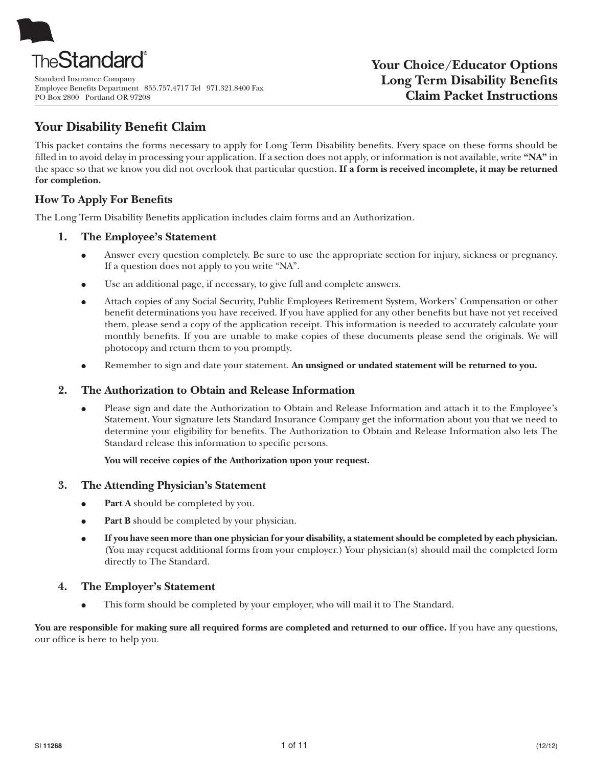TheStandard®

Standard Insurance Company
Employee Benefits Department 855.757.4717 Tel 971.321.8400 Fax
PO Box 2800 Portland OR 97208

**Your Choice/Educator Options**
**Long Term Disability Benefits**
**Claim Packet Instructions**

## Your Disability Benefit Claim

This packet contains the forms necessary to apply for Long Term Disability benefits. Every space on these forms should be filled in to avoid delay in processing your application. If a section does not apply, or information is not available, write **"NA"** in the space so that we know you did not overlook that particular question. **If a form is received incomplete, it may be returned for completion.**

### How To Apply For Benefits

The Long Term Disability Benefits application includes claim forms and an Authorization.

#### 1. The Employee's Statement

- Answer every question completely. Be sure to use the appropriate section for injury, sickness or pregnancy. If a question does not apply to you write "NA".
- Use an additional page, if necessary, to give full and complete answers.
- Attach copies of any Social Security, Public Employees Retirement System, Workers' Compensation or other benefit determinations you have received. If you have applied for any other benefits but have not yet received them, please send a copy of the application receipt. This information is needed to accurately calculate your monthly benefits. If you are unable to make copies of these documents please send the originals. We will photocopy and return them to you promptly.
- Remember to sign and date your statement. **An unsigned or undated statement will be returned to you.**

#### 2. The Authorization to Obtain and Release Information

- Please sign and date the Authorization to Obtain and Release Information and attach it to the Employee's Statement. Your signature lets Standard Insurance Company get the information about you that we need to determine your eligibility for benefits. The Authorization to Obtain and Release Information also lets The Standard release this information to specific persons.

  **You will receive copies of the Authorization upon your request.**

#### 3. The Attending Physician's Statement

- **Part A** should be completed by you.
- **Part B** should be completed by your physician.
- **If you have seen more than one physician for your disability, a statement should be completed by each physician.** (You may request additional forms from your employer.) Your physician(s) should mail the completed form directly to The Standard.

#### 4. The Employer's Statement

- This form should be completed by your employer, who will mail it to The Standard.

**You are responsible for making sure all required forms are completed and returned to our office.** If you have any questions, our office is here to help you.

SI 11268 (12/12)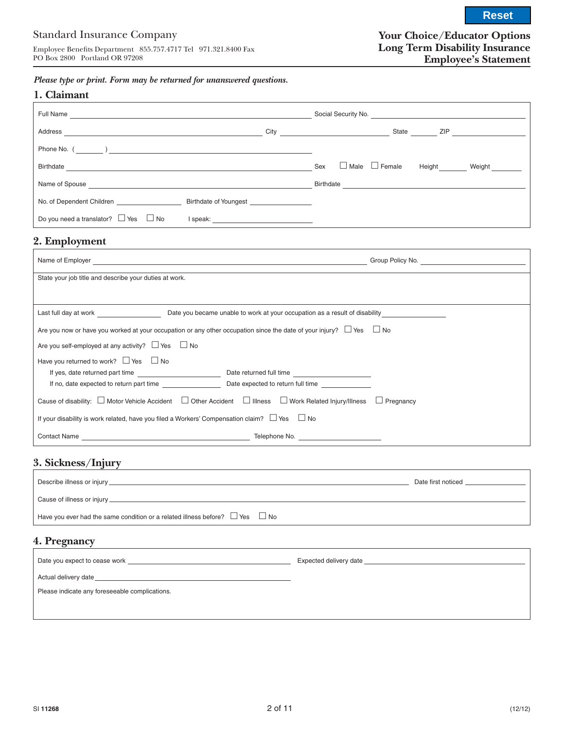Standard Insurance Company

Employee Benefits Department 855.757.4717 Tel 971.321.8400 Fax
PO Box 2800 Portland OR 97208

**Your Choice/Educator Options**
**Long Term Disability Insurance**
**Employee's Statement**

*Please type or print. Form may be returned for unanswered questions.*

## 1. Claimant

Full Name ______________________ Social Security No. ______________________

Address ______________________ City ______________ State ______ ZIP ____________

Phone No. ( _______ ) ______________________

Birthdate ______________________ Sex ☐ Male ☐ Female Height _______ Weight _______

Name of Spouse ______________________ Birthdate ______________________

No. of Dependent Children ______________ Birthdate of Youngest ______________

Do you need a translator? ☐ Yes ☐ No I speak: ______________________

## 2. Employment

Name of Employer ______________________ Group Policy No. ______________________

State your job title and describe your duties at work.

Last full day at work ______________ Date you became unable to work at your occupation as a result of disability ______________

Are you now or have you worked at your occupation or any other occupation since the date of your injury? ☐ Yes ☐ No

Are you self-employed at any activity? ☐ Yes ☐ No

Have you returned to work? ☐ Yes ☐ No

If yes, date returned part time ______________ Date returned full time ______________

If no, date expected to return part time ______________ Date expected to return full time ______________

Cause of disability: ☐ Motor Vehicle Accident ☐ Other Accident ☐ Illness ☐ Work Related Injury/Illness ☐ Pregnancy

If your disability is work related, have you filed a Workers' Compensation claim? ☐ Yes ☐ No

Contact Name ______________________ Telephone No. ______________________

## 3. Sickness/Injury

Describe illness or injury ______________________ Date first noticed ______________

Cause of illness or injury ______________________

Have you ever had the same condition or a related illness before? ☐ Yes ☐ No

## 4. Pregnancy

Date you expect to cease work ______________________ Expected delivery date ______________________

Actual delivery date ______________________

Please indicate any foreseeable complications.

SI **11268** (12/12)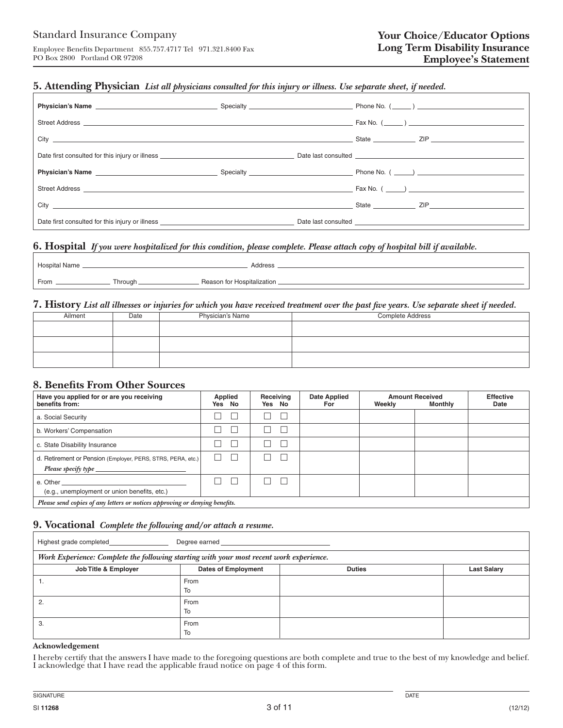Standard Insurance Company

Employee Benefits Department 855.757.4717 Tel 971.321.8400 Fax
PO Box 2800 Portland OR 97208

**Your Choice/Educator Options**
**Long Term Disability Insurance**
**Employee's Statement**

## 5. Attending Physician *List all physicians consulted for this injury or illness. Use separate sheet, if needed.*

**Physician's Name** ______________________ Specialty ______________________ Phone No. (_____) ______________________

Street Address ______________________________________________ Fax No. (_____) ______________________

City ______________________________________________ State ___________ ZIP ______________________

Date first consulted for this injury or illness ______________________ Date last consulted ______________________

**Physician's Name** ______________________ Specialty ______________________ Phone No. (_____) ______________________

Street Address ______________________________________________ Fax No. (_____) ______________________

City ______________________________________________ State ___________ ZIP ______________________

Date first consulted for this injury or illness ______________________ Date last consulted ______________________

## 6. Hospital *If you were hospitalized for this condition, please complete. Please attach copy of hospital bill if available.*

Hospital Name ______________________ Address ______________________

From ___________ Through ___________ Reason for Hospitalization ______________________

## 7. History *List all illnesses or injuries for which you have received treatment over the past five years. Use separate sheet if needed.*

| Ailment | Date | Physician's Name | Complete Address |
|---|---|---|---|
| | | | |
| | | | |
| | | | |

## 8. Benefits From Other Sources

| Have you applied for or are you receiving benefits from: | Applied Yes No | Receiving Yes No | Date Applied For | Amount Received Weekly | Amount Received Monthly | Effective Date |
|---|---|---|---|---|---|---|
| a. Social Security | ☐ ☐ | ☐ ☐ | | | | |
| b. Workers' Compensation | ☐ ☐ | ☐ ☐ | | | | |
| c. State Disability Insurance | ☐ ☐ | ☐ ☐ | | | | |
| d. Retirement or Pension (Employer, PERS, STRS, PERA, etc.) *Please specify type* ______ | ☐ ☐ | ☐ ☐ | | | | |
| e. Other ______ (e.g., unemployment or union benefits, etc.) | ☐ ☐ | ☐ ☐ | | | | |

*Please send copies of any letters or notices approving or denying benefits.*

## 9. Vocational *Complete the following and/or attach a resume.*

Highest grade completed ___________ Degree earned ______________________

*Work Experience: Complete the following starting with your most recent work experience.*

| Job Title & Employer | Dates of Employment | Duties | Last Salary |
|---|---|---|---|
| 1. | From<br>To | | |
| 2. | From<br>To | | |
| 3. | From<br>To | | |

**Acknowledgement**

I hereby certify that the answers I have made to the foregoing questions are both complete and true to the best of my knowledge and belief. I acknowledge that I have read the applicable fraud notice on page 4 of this form.

SIGNATURE ______________________ DATE ______________________

SI 11268 (12/12)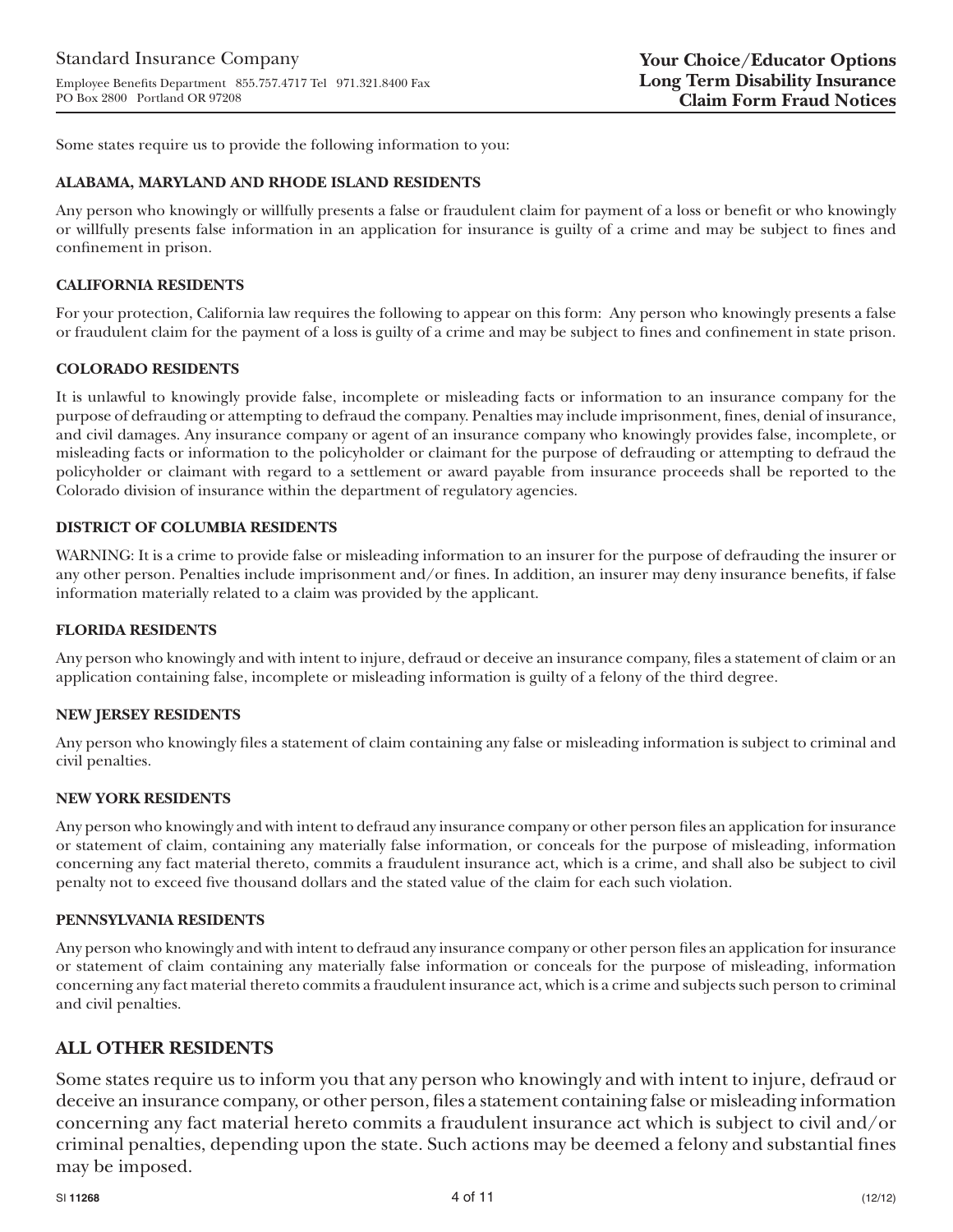Standard Insurance Company

Employee Benefits Department 855.757.4717 Tel 971.321.8400 Fax
PO Box 2800 Portland OR 97208

**Your Choice/Educator Options**
**Long Term Disability Insurance**
**Claim Form Fraud Notices**

Some states require us to provide the following information to you:

### ALABAMA, MARYLAND AND RHODE ISLAND RESIDENTS

Any person who knowingly or willfully presents a false or fraudulent claim for payment of a loss or benefit or who knowingly or willfully presents false information in an application for insurance is guilty of a crime and may be subject to fines and confinement in prison.

### CALIFORNIA RESIDENTS

For your protection, California law requires the following to appear on this form: Any person who knowingly presents a false or fraudulent claim for the payment of a loss is guilty of a crime and may be subject to fines and confinement in state prison.

### COLORADO RESIDENTS

It is unlawful to knowingly provide false, incomplete or misleading facts or information to an insurance company for the purpose of defrauding or attempting to defraud the company. Penalties may include imprisonment, fines, denial of insurance, and civil damages. Any insurance company or agent of an insurance company who knowingly provides false, incomplete, or misleading facts or information to the policyholder or claimant for the purpose of defrauding or attempting to defraud the policyholder or claimant with regard to a settlement or award payable from insurance proceeds shall be reported to the Colorado division of insurance within the department of regulatory agencies.

### DISTRICT OF COLUMBIA RESIDENTS

WARNING: It is a crime to provide false or misleading information to an insurer for the purpose of defrauding the insurer or any other person. Penalties include imprisonment and/or fines. In addition, an insurer may deny insurance benefits, if false information materially related to a claim was provided by the applicant.

### FLORIDA RESIDENTS

Any person who knowingly and with intent to injure, defraud or deceive an insurance company, files a statement of claim or an application containing false, incomplete or misleading information is guilty of a felony of the third degree.

### NEW JERSEY RESIDENTS

Any person who knowingly files a statement of claim containing any false or misleading information is subject to criminal and civil penalties.

### NEW YORK RESIDENTS

Any person who knowingly and with intent to defraud any insurance company or other person files an application for insurance or statement of claim, containing any materially false information, or conceals for the purpose of misleading, information concerning any fact material thereto, commits a fraudulent insurance act, which is a crime, and shall also be subject to civil penalty not to exceed five thousand dollars and the stated value of the claim for each such violation.

### PENNSYLVANIA RESIDENTS

Any person who knowingly and with intent to defraud any insurance company or other person files an application for insurance or statement of claim containing any materially false information or conceals for the purpose of misleading, information concerning any fact material thereto commits a fraudulent insurance act, which is a crime and subjects such person to criminal and civil penalties.

## ALL OTHER RESIDENTS

Some states require us to inform you that any person who knowingly and with intent to injure, defraud or deceive an insurance company, or other person, files a statement containing false or misleading information concerning any fact material hereto commits a fraudulent insurance act which is subject to civil and/or criminal penalties, depending upon the state. Such actions may be deemed a felony and substantial fines may be imposed.

SI **11268** (12/12)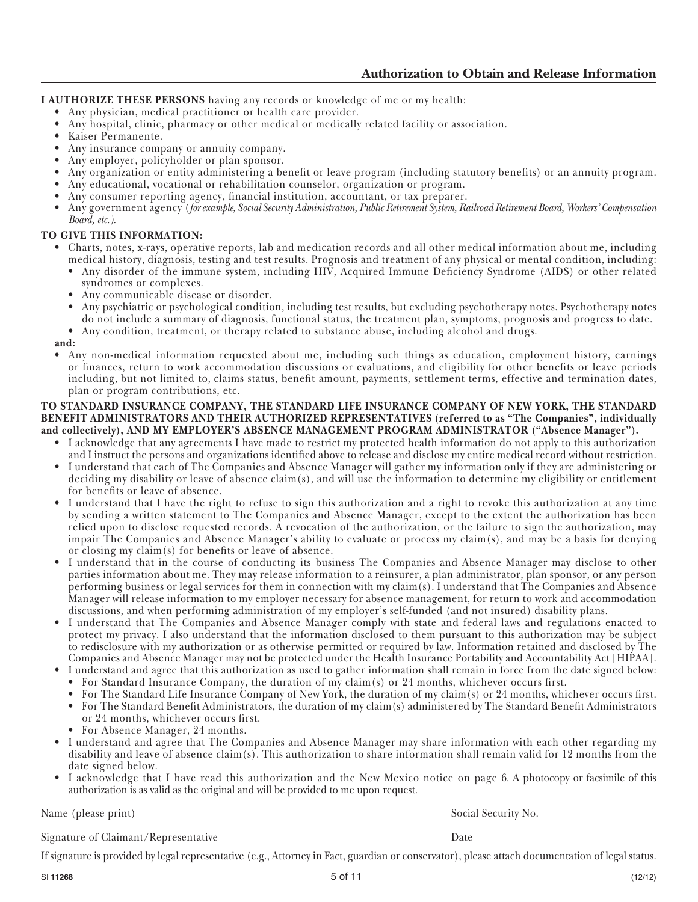## Authorization to Obtain and Release Information

**I AUTHORIZE THESE PERSONS** having any records or knowledge of me or my health:

- Any physician, medical practitioner or health care provider.
- Any hospital, clinic, pharmacy or other medical or medically related facility or association.
- Kaiser Permanente.
- Any insurance company or annuity company.
- Any employer, policyholder or plan sponsor.
- Any organization or entity administering a benefit or leave program (including statutory benefits) or an annuity program.
- Any educational, vocational or rehabilitation counselor, organization or program.
- Any consumer reporting agency, financial institution, accountant, or tax preparer.
- Any government agency (*for example, Social Security Administration, Public Retirement System, Railroad Retirement Board, Workers' Compensation Board, etc.*).

**TO GIVE THIS INFORMATION:**

- Charts, notes, x-rays, operative reports, lab and medication records and all other medical information about me, including medical history, diagnosis, testing and test results. Prognosis and treatment of any physical or mental condition, including:
  - Any disorder of the immune system, including HIV, Acquired Immune Deficiency Syndrome (AIDS) or other related syndromes or complexes.
  - Any communicable disease or disorder.
  - Any psychiatric or psychological condition, including test results, but excluding psychotherapy notes. Psychotherapy notes do not include a summary of diagnosis, functional status, the treatment plan, symptoms, prognosis and progress to date.
  - Any condition, treatment, or therapy related to substance abuse, including alcohol and drugs.

**and:**

- Any non-medical information requested about me, including such things as education, employment history, earnings or finances, return to work accommodation discussions or evaluations, and eligibility for other benefits or leave periods including, but not limited to, claims status, benefit amount, payments, settlement terms, effective and termination dates, plan or program contributions, etc.

**TO STANDARD INSURANCE COMPANY, THE STANDARD LIFE INSURANCE COMPANY OF NEW YORK, THE STANDARD BENEFIT ADMINISTRATORS AND THEIR AUTHORIZED REPRESENTATIVES (referred to as "The Companies", individually and collectively), AND MY EMPLOYER'S ABSENCE MANAGEMENT PROGRAM ADMINISTRATOR ("Absence Manager").**

- I acknowledge that any agreements I have made to restrict my protected health information do not apply to this authorization and I instruct the persons and organizations identified above to release and disclose my entire medical record without restriction.
- I understand that each of The Companies and Absence Manager will gather my information only if they are administering or deciding my disability or leave of absence claim(s), and will use the information to determine my eligibility or entitlement for benefits or leave of absence.
- I understand that I have the right to refuse to sign this authorization and a right to revoke this authorization at any time by sending a written statement to The Companies and Absence Manager, except to the extent the authorization has been relied upon to disclose requested records. A revocation of the authorization, or the failure to sign the authorization, may impair The Companies and Absence Manager's ability to evaluate or process my claim(s), and may be a basis for denying or closing my claim(s) for benefits or leave of absence.
- I understand that in the course of conducting its business The Companies and Absence Manager may disclose to other parties information about me. They may release information to a reinsurer, a plan administrator, plan sponsor, or any person performing business or legal services for them in connection with my claim(s). I understand that The Companies and Absence Manager will release information to my employer necessary for absence management, for return to work and accommodation discussions, and when performing administration of my employer's self-funded (and not insured) disability plans.
- I understand that The Companies and Absence Manager comply with state and federal laws and regulations enacted to protect my privacy. I also understand that the information disclosed to them pursuant to this authorization may be subject to redisclosure with my authorization or as otherwise permitted or required by law. Information retained and disclosed by The Companies and Absence Manager may not be protected under the Health Insurance Portability and Accountability Act [HIPAA].
- I understand and agree that this authorization as used to gather information shall remain in force from the date signed below:
  - For Standard Insurance Company, the duration of my claim(s) or 24 months, whichever occurs first.
  - For The Standard Life Insurance Company of New York, the duration of my claim(s) or 24 months, whichever occurs first.
  - For The Standard Benefit Administrators, the duration of my claim(s) administered by The Standard Benefit Administrators or 24 months, whichever occurs first.
  - For Absence Manager, 24 months.
- I understand and agree that The Companies and Absence Manager may share information with each other regarding my disability and leave of absence claim(s). This authorization to share information shall remain valid for 12 months from the date signed below.
- I acknowledge that I have read this authorization and the New Mexico notice on page 6. A photocopy or facsimile of this authorization is as valid as the original and will be provided to me upon request.

Name (please print) ______________________________ Social Security No. ______________

Signature of Claimant/Representative ______________________________ Date ______________

If signature is provided by legal representative (e.g., Attorney in Fact, guardian or conservator), please attach documentation of legal status.

SI 11268 (12/12)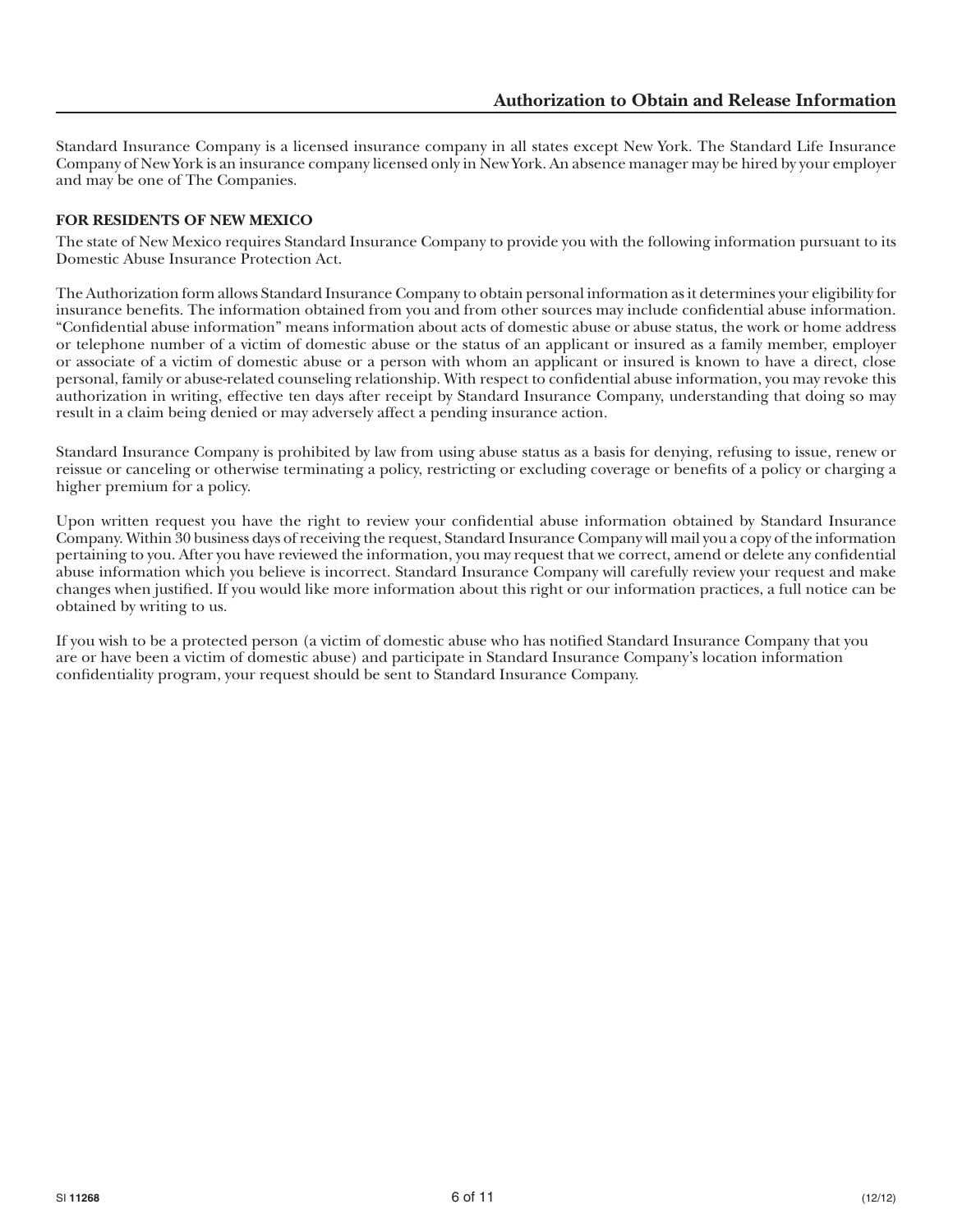## Authorization to Obtain and Release Information

Standard Insurance Company is a licensed insurance company in all states except New York. The Standard Life Insurance Company of New York is an insurance company licensed only in New York. An absence manager may be hired by your employer and may be one of The Companies.

**FOR RESIDENTS OF NEW MEXICO**

The state of New Mexico requires Standard Insurance Company to provide you with the following information pursuant to its Domestic Abuse Insurance Protection Act.

The Authorization form allows Standard Insurance Company to obtain personal information as it determines your eligibility for insurance benefits. The information obtained from you and from other sources may include confidential abuse information. "Confidential abuse information" means information about acts of domestic abuse or abuse status, the work or home address or telephone number of a victim of domestic abuse or the status of an applicant or insured as a family member, employer or associate of a victim of domestic abuse or a person with whom an applicant or insured is known to have a direct, close personal, family or abuse-related counseling relationship. With respect to confidential abuse information, you may revoke this authorization in writing, effective ten days after receipt by Standard Insurance Company, understanding that doing so may result in a claim being denied or may adversely affect a pending insurance action.

Standard Insurance Company is prohibited by law from using abuse status as a basis for denying, refusing to issue, renew or reissue or canceling or otherwise terminating a policy, restricting or excluding coverage or benefits of a policy or charging a higher premium for a policy.

Upon written request you have the right to review your confidential abuse information obtained by Standard Insurance Company. Within 30 business days of receiving the request, Standard Insurance Company will mail you a copy of the information pertaining to you. After you have reviewed the information, you may request that we correct, amend or delete any confidential abuse information which you believe is incorrect. Standard Insurance Company will carefully review your request and make changes when justified. If you would like more information about this right or our information practices, a full notice can be obtained by writing to us.

If you wish to be a protected person (a victim of domestic abuse who has notified Standard Insurance Company that you are or have been a victim of domestic abuse) and participate in Standard Insurance Company's location information confidentiality program, your request should be sent to Standard Insurance Company.

SI **11268** (12/12)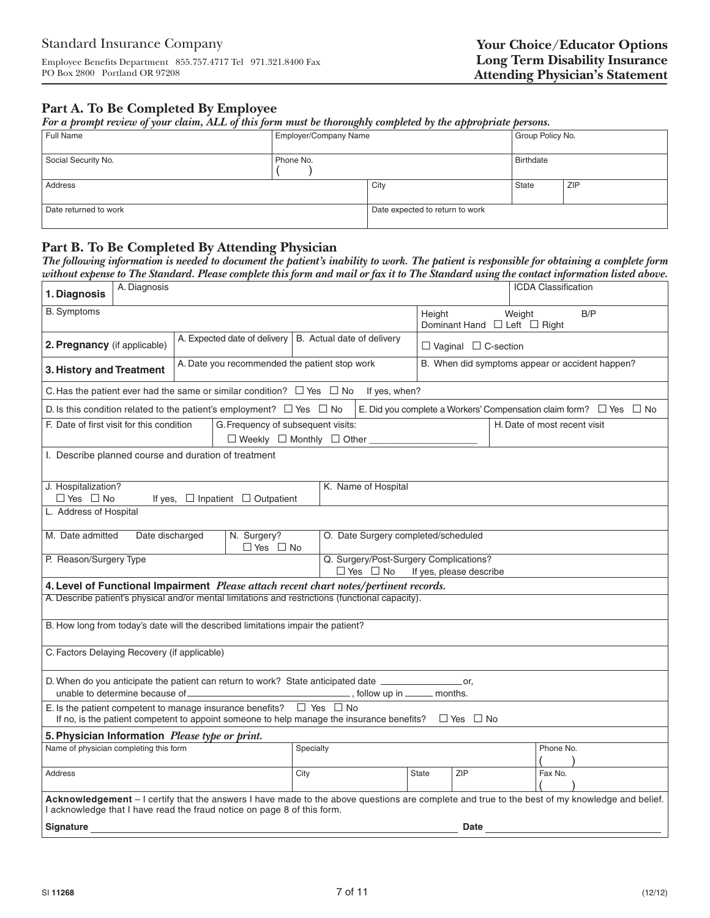Standard Insurance Company

Employee Benefits Department 855.757.4717 Tel 971.321.8400 Fax
PO Box 2800 Portland OR 97208

**Your Choice/Educator Options**
**Long Term Disability Insurance**
**Attending Physician's Statement**

## Part A. To Be Completed By Employee

***For a prompt review of your claim, ALL of this form must be thoroughly completed by the appropriate persons.***

| Full Name | Employer/Company Name | | Group Policy No. | |
|---|---|---|---|---|
| Social Security No. | Phone No. ( ) | | Birthdate | |
| Address | | City | State | ZIP |
| Date returned to work | | Date expected to return to work | | |

## Part B. To Be Completed By Attending Physician

***The following information is needed to document the patient's inability to work. The patient is responsible for obtaining a complete form without expense to The Standard. Please complete this form and mail or fax it to The Standard using the contact information listed above.***

**1. Diagnosis**

| A. Diagnosis | ICDA Classification |
|---|---|
| B. Symptoms | Height Weight B/P<br>Dominant Hand ☐ Left ☐ Right |

**2. Pregnancy** (if applicable)

| A. Expected date of delivery | B. Actual date of delivery | ☐ Vaginal ☐ C-section |
|---|---|---|

**3. History and Treatment**

| A. Date you recommended the patient stop work | B. When did symptoms appear or accident happen? |
|---|---|

C. Has the patient ever had the same or similar condition? ☐ Yes ☐ No If yes, when?

D. Is this condition related to the patient's employment? ☐ Yes ☐ No

E. Did you complete a Workers' Compensation claim form? ☐ Yes ☐ No

| F. Date of first visit for this condition | G. Frequency of subsequent visits:<br>☐ Weekly ☐ Monthly ☐ Other ____________ | H. Date of most recent visit |
|---|---|---|

I. Describe planned course and duration of treatment

| J. Hospitalization?<br>☐ Yes ☐ No If yes, ☐ Inpatient ☐ Outpatient | K. Name of Hospital |
|---|---|

L. Address of Hospital

| M. Date admitted | Date discharged | N. Surgery?<br>☐ Yes ☐ No | O. Date Surgery completed/scheduled |
|---|---|---|---|

| P. Reason/Surgery Type | Q. Surgery/Post-Surgery Complications?<br>☐ Yes ☐ No If yes, please describe |
|---|---|

**4. Level of Functional Impairment** *Please attach recent chart notes/pertinent records.*

A. Describe patient's physical and/or mental limitations and restrictions (functional capacity).

B. How long from today's date will the described limitations impair the patient?

C. Factors Delaying Recovery (if applicable)

D. When do you anticipate the patient can return to work? State anticipated date ______________ or, unable to determine because of ______________________________, follow up in _____ months.

E. Is the patient competent to manage insurance benefits? ☐ Yes ☐ No
If no, is the patient competent to appoint someone to help manage the insurance benefits? ☐ Yes ☐ No

**5. Physician Information** *Please type or print.*

| Name of physician completing this form | Specialty | | | Phone No. ( ) |
|---|---|---|---|---|
| Address | City | State | ZIP | Fax No. ( ) |

**Acknowledgement** – I certify that the answers I have made to the above questions are complete and true to the best of my knowledge and belief. I acknowledge that I have read the fraud notice on page 8 of this form.

**Signature** ______________________________________________ **Date** ____________________

SI **11268** (12/12)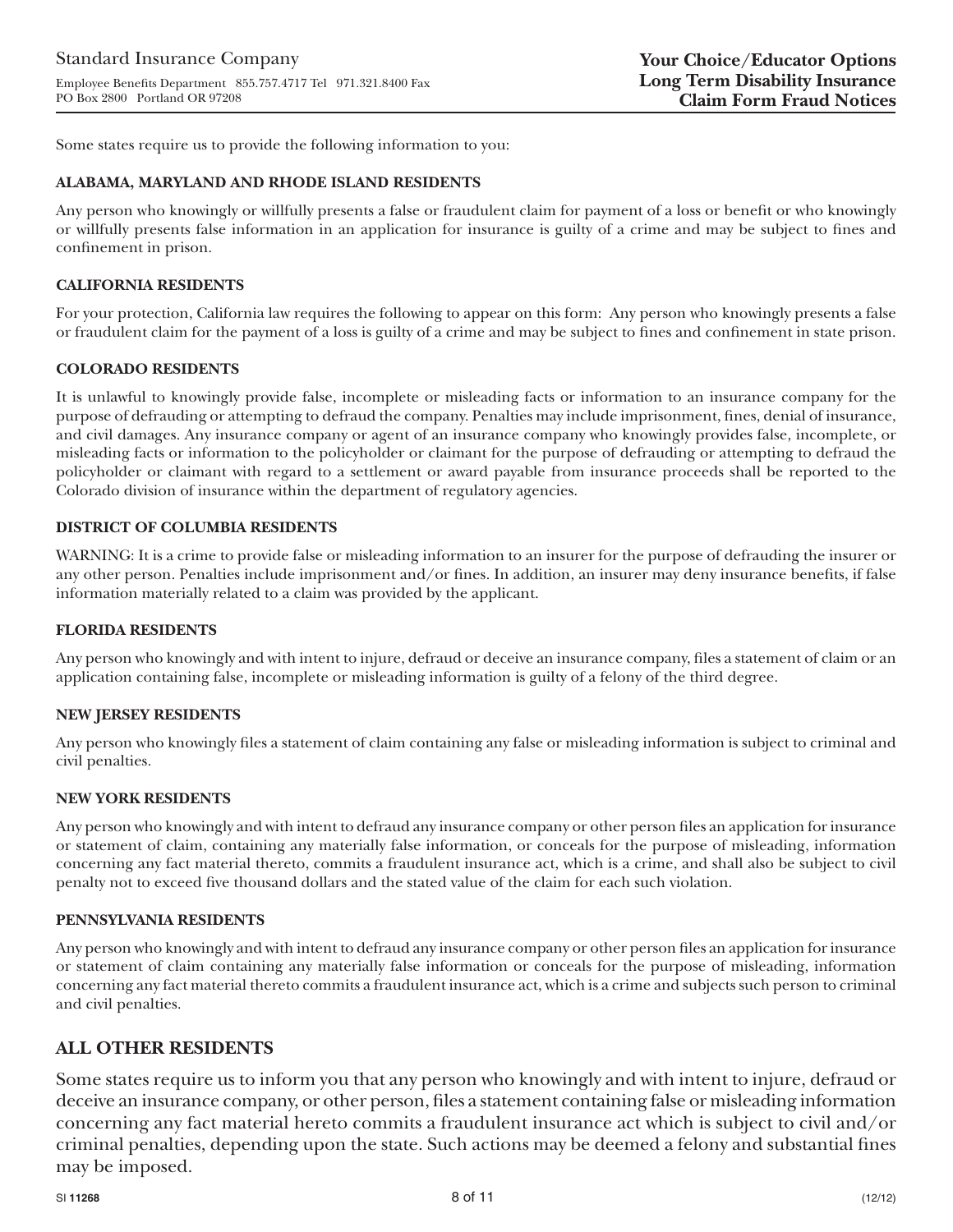Standard Insurance Company

Employee Benefits Department 855.757.4717 Tel 971.321.8400 Fax
PO Box 2800 Portland OR 97208

**Your Choice/Educator Options**
**Long Term Disability Insurance**
**Claim Form Fraud Notices**

Some states require us to provide the following information to you:

**ALABAMA, MARYLAND AND RHODE ISLAND RESIDENTS**

Any person who knowingly or willfully presents a false or fraudulent claim for payment of a loss or benefit or who knowingly or willfully presents false information in an application for insurance is guilty of a crime and may be subject to fines and confinement in prison.

**CALIFORNIA RESIDENTS**

For your protection, California law requires the following to appear on this form: Any person who knowingly presents a false or fraudulent claim for the payment of a loss is guilty of a crime and may be subject to fines and confinement in state prison.

**COLORADO RESIDENTS**

It is unlawful to knowingly provide false, incomplete or misleading facts or information to an insurance company for the purpose of defrauding or attempting to defraud the company. Penalties may include imprisonment, fines, denial of insurance, and civil damages. Any insurance company or agent of an insurance company who knowingly provides false, incomplete, or misleading facts or information to the policyholder or claimant for the purpose of defrauding or attempting to defraud the policyholder or claimant with regard to a settlement or award payable from insurance proceeds shall be reported to the Colorado division of insurance within the department of regulatory agencies.

**DISTRICT OF COLUMBIA RESIDENTS**

WARNING: It is a crime to provide false or misleading information to an insurer for the purpose of defrauding the insurer or any other person. Penalties include imprisonment and/or fines. In addition, an insurer may deny insurance benefits, if false information materially related to a claim was provided by the applicant.

**FLORIDA RESIDENTS**

Any person who knowingly and with intent to injure, defraud or deceive an insurance company, files a statement of claim or an application containing false, incomplete or misleading information is guilty of a felony of the third degree.

**NEW JERSEY RESIDENTS**

Any person who knowingly files a statement of claim containing any false or misleading information is subject to criminal and civil penalties.

**NEW YORK RESIDENTS**

Any person who knowingly and with intent to defraud any insurance company or other person files an application for insurance or statement of claim, containing any materially false information, or conceals for the purpose of misleading, information concerning any fact material thereto, commits a fraudulent insurance act, which is a crime, and shall also be subject to civil penalty not to exceed five thousand dollars and the stated value of the claim for each such violation.

**PENNSYLVANIA RESIDENTS**

Any person who knowingly and with intent to defraud any insurance company or other person files an application for insurance or statement of claim containing any materially false information or conceals for the purpose of misleading, information concerning any fact material thereto commits a fraudulent insurance act, which is a crime and subjects such person to criminal and civil penalties.

## ALL OTHER RESIDENTS

Some states require us to inform you that any person who knowingly and with intent to injure, defraud or deceive an insurance company, or other person, files a statement containing false or misleading information concerning any fact material hereto commits a fraudulent insurance act which is subject to civil and/or criminal penalties, depending upon the state. Such actions may be deemed a felony and substantial fines may be imposed.

SI **11268** (12/12)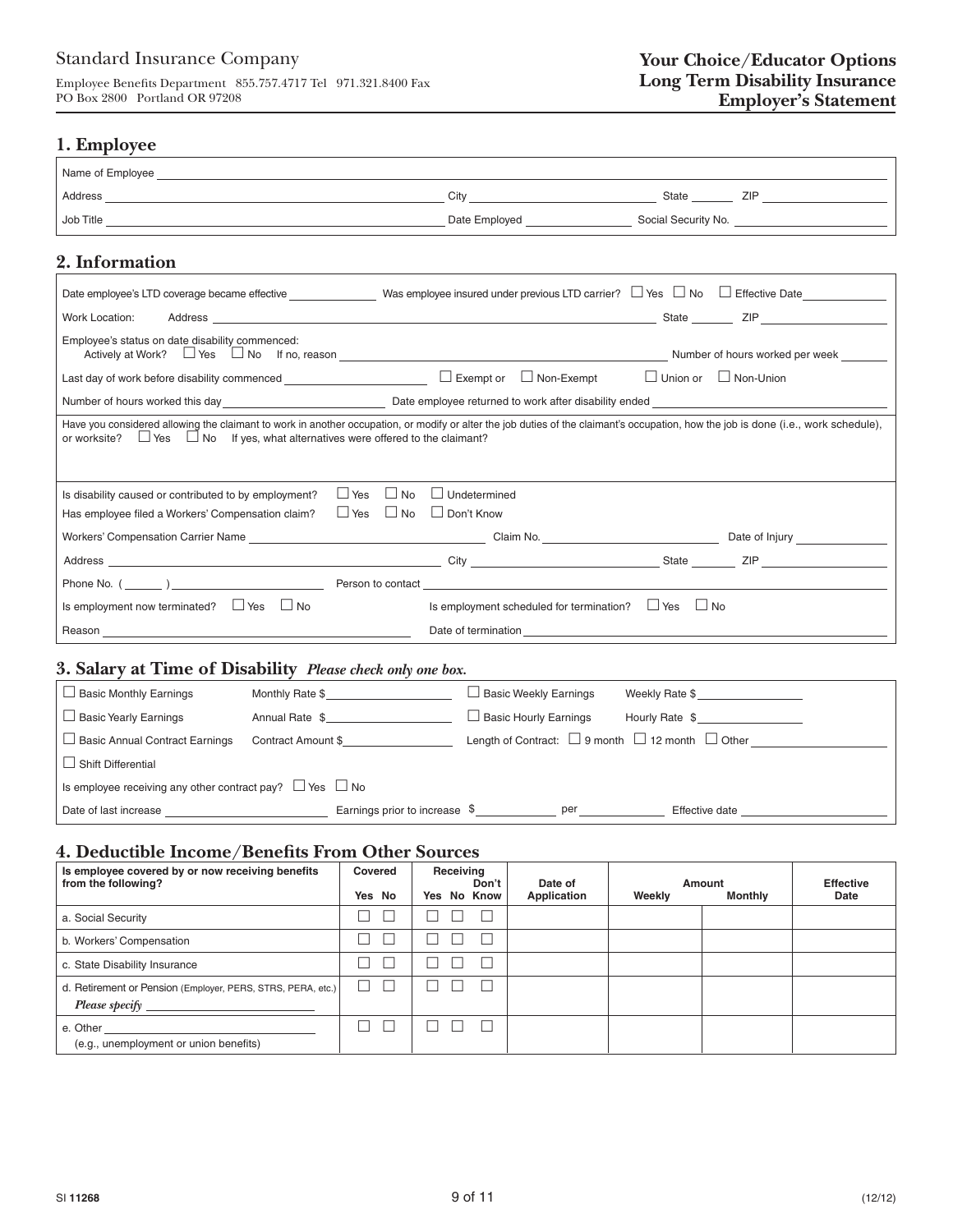Standard Insurance Company

Employee Benefits Department 855.757.4717 Tel 971.321.8400 Fax
PO Box 2800 Portland OR 97208

# Your Choice/Educator Options Long Term Disability Insurance Employer's Statement

## 1. Employee

Name of Employee ____________________

Address ____________________ City ____________________ State ______ ZIP ____________

Job Title ____________________ Date Employed ____________ Social Security No. ____________________

## 2. Information

Date employee's LTD coverage became effective ____________ Was employee insured under previous LTD carrier? ☐ Yes ☐ No ☐ Effective Date ____________

Work Location: Address ____________________ State ______ ZIP ____________

Employee's status on date disability commenced:
Actively at Work? ☐ Yes ☐ No If no, reason ____________________ Number of hours worked per week ______

Last day of work before disability commenced ____________ ☐ Exempt or ☐ Non-Exempt ☐ Union or ☐ Non-Union

Number of hours worked this day ____________ Date employee returned to work after disability ended ____________

Have you considered allowing the claimant to work in another occupation, or modify or alter the job duties of the claimant's occupation, how the job is done (i.e., work schedule), or worksite? ☐ Yes ☐ No If yes, what alternatives were offered to the claimant?

Is disability caused or contributed to by employment? ☐ Yes ☐ No ☐ Undetermined

Has employee filed a Workers' Compensation claim? ☐ Yes ☐ No ☐ Don't Know

Workers' Compensation Carrier Name ____________________ Claim No. ____________ Date of Injury ____________

Address ____________________ City ____________________ State ______ ZIP ____________

Phone No. ( ______ ) ____________ Person to contact ____________________

Is employment now terminated? ☐ Yes ☐ No Is employment scheduled for termination? ☐ Yes ☐ No

Reason ____________________ Date of termination ____________________

## 3. Salary at Time of Disability *Please check only one box.*

☐ Basic Monthly Earnings Monthly Rate $____________ ☐ Basic Weekly Earnings Weekly Rate $____________

☐ Basic Yearly Earnings Annual Rate $____________ ☐ Basic Hourly Earnings Hourly Rate $____________

☐ Basic Annual Contract Earnings Contract Amount $____________ Length of Contract: ☐ 9 month ☐ 12 month ☐ Other ____________

☐ Shift Differential

Is employee receiving any other contract pay? ☐ Yes ☐ No

Date of last increase ____________ Earnings prior to increase $ ________ per ________ Effective date ____________

## 4. Deductible Income/Benefits From Other Sources

| Is employee covered by or now receiving benefits from the following? | Covered | | Receiving | | | Date of Application | Amount | | Effective Date |
|---|---|---|---|---|---|---|---|---|---|
| | Yes | No | Yes | No | Don't Know | | Weekly | Monthly | |
| a. Social Security | ☐ | ☐ | ☐ | ☐ | ☐ | | | | |
| b. Workers' Compensation | ☐ | ☐ | ☐ | ☐ | ☐ | | | | |
| c. State Disability Insurance | ☐ | ☐ | ☐ | ☐ | ☐ | | | | |
| d. Retirement or Pension (Employer, PERS, STRS, PERA, etc.) *Please specify* ____________ | ☐ | ☐ | ☐ | ☐ | ☐ | | | | |
| e. Other ____________ (e.g., unemployment or union benefits) | ☐ | ☐ | ☐ | ☐ | ☐ | | | | |

SI 11268 (12/12)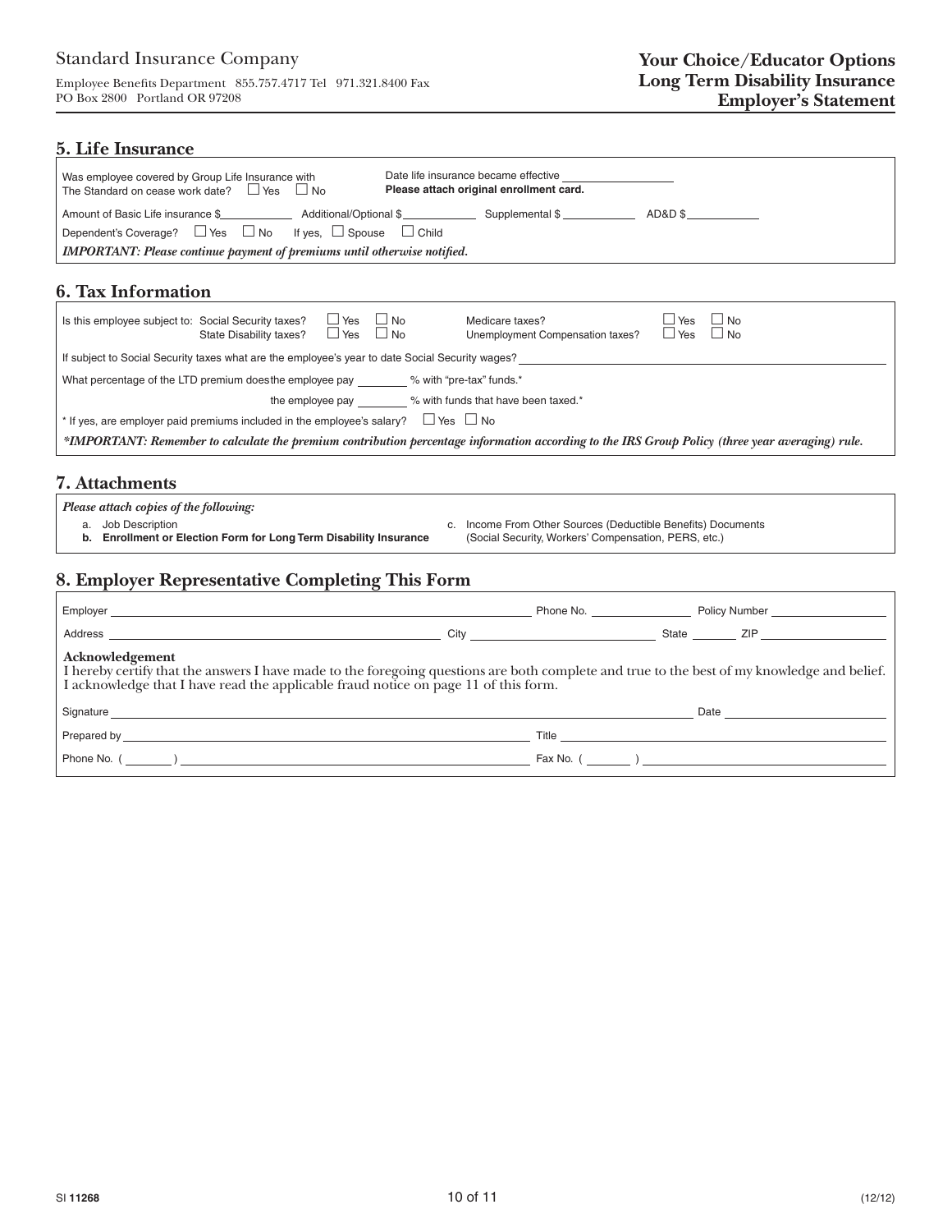Standard Insurance Company

Employee Benefits Department 855.757.4717 Tel 971.321.8400 Fax
PO Box 2800 Portland OR 97208

**Your Choice/Educator Options**
**Long Term Disability Insurance**
**Employer's Statement**

## 5. Life Insurance

Was employee covered by Group Life Insurance with The Standard on cease work date? ☐ Yes ☐ No

Date life insurance became effective ____________
**Please attach original enrollment card.**

Amount of Basic Life insurance $__________ Additional/Optional $__________ Supplemental $__________ AD&D $__________

Dependent's Coverage? ☐ Yes ☐ No If yes, ☐ Spouse ☐ Child

***IMPORTANT: Please continue payment of premiums until otherwise notified.***

## 6. Tax Information

Is this employee subject to: Social Security taxes? ☐ Yes ☐ No
State Disability taxes? ☐ Yes ☐ No
Medicare taxes? ☐ Yes ☐ No
Unemployment Compensation taxes? ☐ Yes ☐ No

If subject to Social Security taxes what are the employee's year to date Social Security wages? ____________

What percentage of the LTD premium doesthe employee pay ________ % with "pre-tax" funds.*

the employee pay ________ % with funds that have been taxed.*

* If yes, are employer paid premiums included in the employee's salary? ☐ Yes ☐ No

****IMPORTANT: Remember to calculate the premium contribution percentage information according to the IRS Group Policy (three year averaging) rule.***

## 7. Attachments

***Please attach copies of the following:***

a. Job Description
**b. Enrollment or Election Form for Long Term Disability Insurance**
c. Income From Other Sources (Deductible Benefits) Documents (Social Security, Workers' Compensation, PERS, etc.)

## 8. Employer Representative Completing This Form

Employer ____________ Phone No. ____________ Policy Number ____________

Address ____________ City ____________ State ______ ZIP ____________

**Acknowledgement**
I hereby certify that the answers I have made to the foregoing questions are both complete and true to the best of my knowledge and belief. I acknowledge that I have read the applicable fraud notice on page 11 of this form.

Signature ____________ Date ____________

Prepared by ____________ Title ____________

Phone No. ( ______ ) ____________ Fax No. ( ______ ) ____________

SI **11268** (12/12)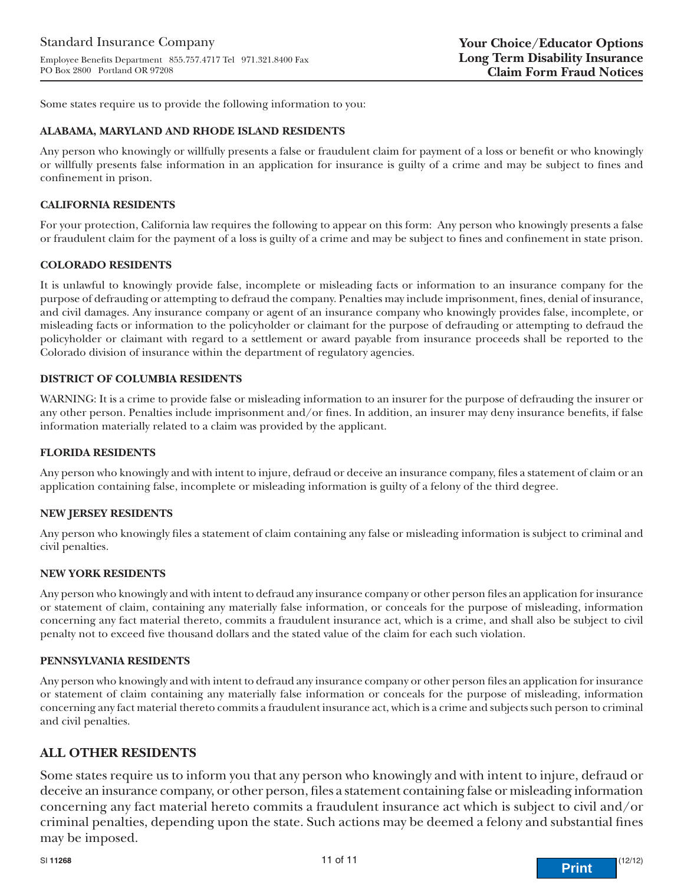Standard Insurance Company

Employee Benefits Department 855.757.4717 Tel 971.321.8400 Fax
PO Box 2800 Portland OR 97208

**Your Choice/Educator Options**
**Long Term Disability Insurance**
**Claim Form Fraud Notices**

Some states require us to provide the following information to you:

### ALABAMA, MARYLAND AND RHODE ISLAND RESIDENTS

Any person who knowingly or willfully presents a false or fraudulent claim for payment of a loss or benefit or who knowingly or willfully presents false information in an application for insurance is guilty of a crime and may be subject to fines and confinement in prison.

### CALIFORNIA RESIDENTS

For your protection, California law requires the following to appear on this form: Any person who knowingly presents a false or fraudulent claim for the payment of a loss is guilty of a crime and may be subject to fines and confinement in state prison.

### COLORADO RESIDENTS

It is unlawful to knowingly provide false, incomplete or misleading facts or information to an insurance company for the purpose of defrauding or attempting to defraud the company. Penalties may include imprisonment, fines, denial of insurance, and civil damages. Any insurance company or agent of an insurance company who knowingly provides false, incomplete, or misleading facts or information to the policyholder or claimant for the purpose of defrauding or attempting to defraud the policyholder or claimant with regard to a settlement or award payable from insurance proceeds shall be reported to the Colorado division of insurance within the department of regulatory agencies.

### DISTRICT OF COLUMBIA RESIDENTS

WARNING: It is a crime to provide false or misleading information to an insurer for the purpose of defrauding the insurer or any other person. Penalties include imprisonment and/or fines. In addition, an insurer may deny insurance benefits, if false information materially related to a claim was provided by the applicant.

### FLORIDA RESIDENTS

Any person who knowingly and with intent to injure, defraud or deceive an insurance company, files a statement of claim or an application containing false, incomplete or misleading information is guilty of a felony of the third degree.

### NEW JERSEY RESIDENTS

Any person who knowingly files a statement of claim containing any false or misleading information is subject to criminal and civil penalties.

### NEW YORK RESIDENTS

Any person who knowingly and with intent to defraud any insurance company or other person files an application for insurance or statement of claim, containing any materially false information, or conceals for the purpose of misleading, information concerning any fact material thereto, commits a fraudulent insurance act, which is a crime, and shall also be subject to civil penalty not to exceed five thousand dollars and the stated value of the claim for each such violation.

### PENNSYLVANIA RESIDENTS

Any person who knowingly and with intent to defraud any insurance company or other person files an application for insurance or statement of claim containing any materially false information or conceals for the purpose of misleading, information concerning any fact material thereto commits a fraudulent insurance act, which is a crime and subjects such person to criminal and civil penalties.

## ALL OTHER RESIDENTS

Some states require us to inform you that any person who knowingly and with intent to injure, defraud or deceive an insurance company, or other person, files a statement containing false or misleading information concerning any fact material hereto commits a fraudulent insurance act which is subject to civil and/or criminal penalties, depending upon the state. Such actions may be deemed a felony and substantial fines may be imposed.

SI **11268** (12/12)